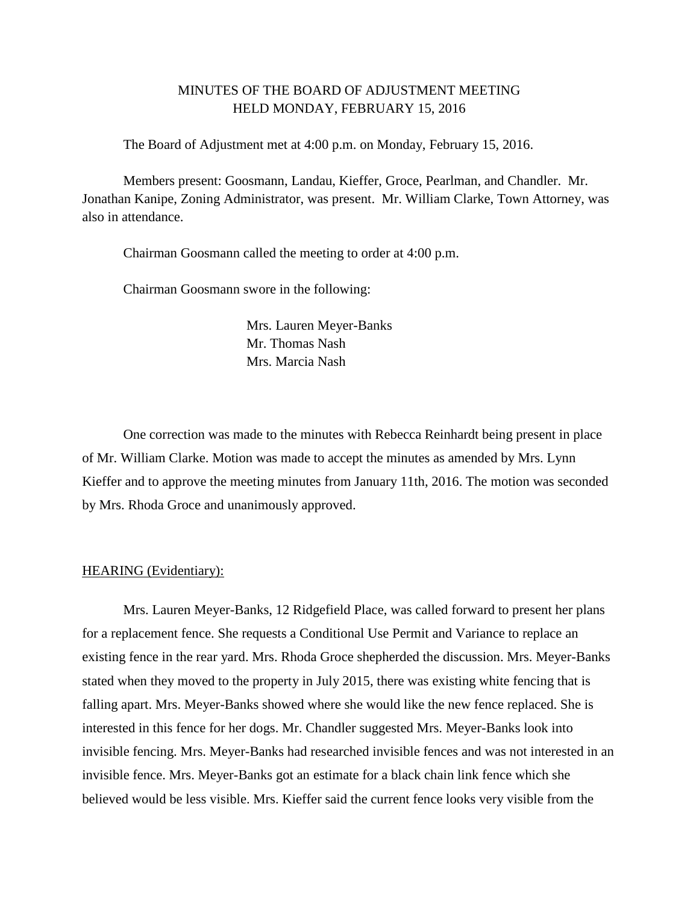MINUTES OF THE BOARD OF ADJUSTMENT MEETING
HELD MONDAY, FEBRUARY 15, 2016

The Board of Adjustment met at 4:00 p.m. on Monday, February 15, 2016.

Members present: Goosmann, Landau, Kieffer, Groce, Pearlman, and Chandler. Mr. Jonathan Kanipe, Zoning Administrator, was present. Mr. William Clarke, Town Attorney, was also in attendance.

Chairman Goosmann called the meeting to order at 4:00 p.m.

Chairman Goosmann swore in the following:

Mrs. Lauren Meyer-Banks
Mr. Thomas Nash
Mrs. Marcia Nash

One correction was made to the minutes with Rebecca Reinhardt being present in place of Mr. William Clarke. Motion was made to accept the minutes as amended by Mrs. Lynn Kieffer and to approve the meeting minutes from January 11th, 2016. The motion was seconded by Mrs. Rhoda Groce and unanimously approved.

HEARING (Evidentiary):

Mrs. Lauren Meyer-Banks, 12 Ridgefield Place, was called forward to present her plans for a replacement fence. She requests a Conditional Use Permit and Variance to replace an existing fence in the rear yard. Mrs. Rhoda Groce shepherded the discussion. Mrs. Meyer-Banks stated when they moved to the property in July 2015, there was existing white fencing that is falling apart. Mrs. Meyer-Banks showed where she would like the new fence replaced. She is interested in this fence for her dogs. Mr. Chandler suggested Mrs. Meyer-Banks look into invisible fencing. Mrs. Meyer-Banks had researched invisible fences and was not interested in an invisible fence. Mrs. Meyer-Banks got an estimate for a black chain link fence which she believed would be less visible. Mrs. Kieffer said the current fence looks very visible from the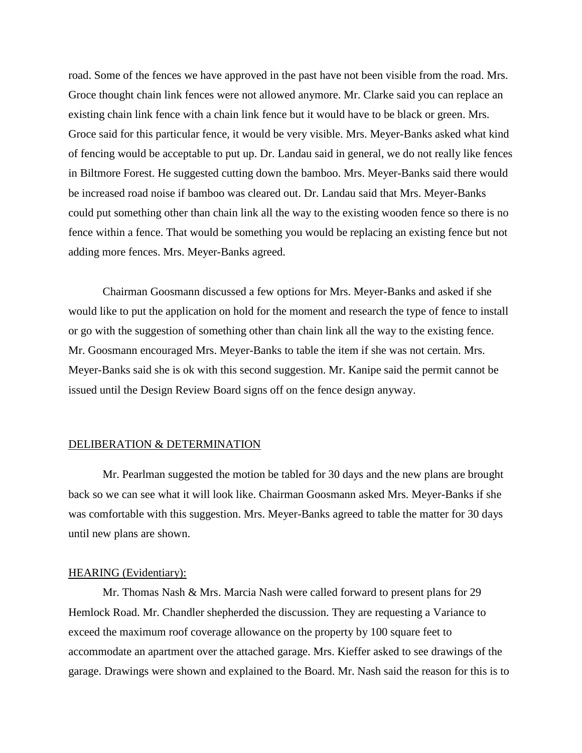road. Some of the fences we have approved in the past have not been visible from the road. Mrs. Groce thought chain link fences were not allowed anymore. Mr. Clarke said you can replace an existing chain link fence with a chain link fence but it would have to be black or green. Mrs. Groce said for this particular fence, it would be very visible. Mrs. Meyer-Banks asked what kind of fencing would be acceptable to put up. Dr. Landau said in general, we do not really like fences in Biltmore Forest. He suggested cutting down the bamboo. Mrs. Meyer-Banks said there would be increased road noise if bamboo was cleared out. Dr. Landau said that Mrs. Meyer-Banks could put something other than chain link all the way to the existing wooden fence so there is no fence within a fence. That would be something you would be replacing an existing fence but not adding more fences. Mrs. Meyer-Banks agreed.

Chairman Goosmann discussed a few options for Mrs. Meyer-Banks and asked if she would like to put the application on hold for the moment and research the type of fence to install or go with the suggestion of something other than chain link all the way to the existing fence. Mr. Goosmann encouraged Mrs. Meyer-Banks to table the item if she was not certain. Mrs. Meyer-Banks said she is ok with this second suggestion. Mr. Kanipe said the permit cannot be issued until the Design Review Board signs off on the fence design anyway.

<u>DELIBERATION & DETERMINATION</u>

Mr. Pearlman suggested the motion be tabled for 30 days and the new plans are brought back so we can see what it will look like. Chairman Goosmann asked Mrs. Meyer-Banks if she was comfortable with this suggestion. Mrs. Meyer-Banks agreed to table the matter for 30 days until new plans are shown.

<u>HEARING (Evidentiary):</u>

Mr. Thomas Nash & Mrs. Marcia Nash were called forward to present plans for 29 Hemlock Road. Mr. Chandler shepherded the discussion. They are requesting a Variance to exceed the maximum roof coverage allowance on the property by 100 square feet to accommodate an apartment over the attached garage. Mrs. Kieffer asked to see drawings of the garage. Drawings were shown and explained to the Board. Mr. Nash said the reason for this is to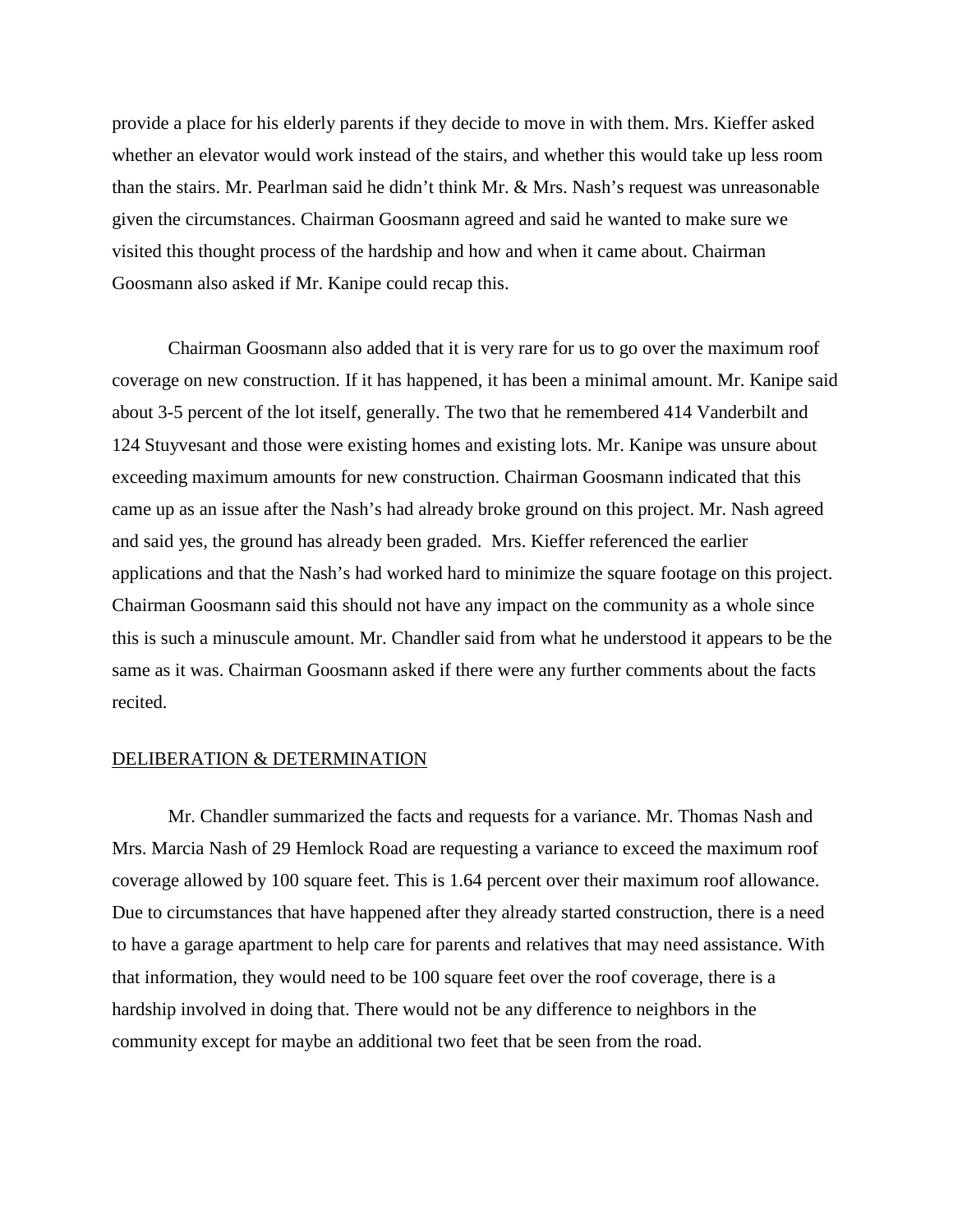provide a place for his elderly parents if they decide to move in with them. Mrs. Kieffer asked whether an elevator would work instead of the stairs, and whether this would take up less room than the stairs. Mr. Pearlman said he didn't think Mr. & Mrs. Nash's request was unreasonable given the circumstances. Chairman Goosmann agreed and said he wanted to make sure we visited this thought process of the hardship and how and when it came about. Chairman Goosmann also asked if Mr. Kanipe could recap this.

Chairman Goosmann also added that it is very rare for us to go over the maximum roof coverage on new construction. If it has happened, it has been a minimal amount. Mr. Kanipe said about 3-5 percent of the lot itself, generally. The two that he remembered 414 Vanderbilt and 124 Stuyvesant and those were existing homes and existing lots. Mr. Kanipe was unsure about exceeding maximum amounts for new construction. Chairman Goosmann indicated that this came up as an issue after the Nash's had already broke ground on this project. Mr. Nash agreed and said yes, the ground has already been graded. Mrs. Kieffer referenced the earlier applications and that the Nash's had worked hard to minimize the square footage on this project. Chairman Goosmann said this should not have any impact on the community as a whole since this is such a minuscule amount. Mr. Chandler said from what he understood it appears to be the same as it was. Chairman Goosmann asked if there were any further comments about the facts recited.

DELIBERATION & DETERMINATION

Mr. Chandler summarized the facts and requests for a variance. Mr. Thomas Nash and Mrs. Marcia Nash of 29 Hemlock Road are requesting a variance to exceed the maximum roof coverage allowed by 100 square feet. This is 1.64 percent over their maximum roof allowance. Due to circumstances that have happened after they already started construction, there is a need to have a garage apartment to help care for parents and relatives that may need assistance. With that information, they would need to be 100 square feet over the roof coverage, there is a hardship involved in doing that. There would not be any difference to neighbors in the community except for maybe an additional two feet that be seen from the road.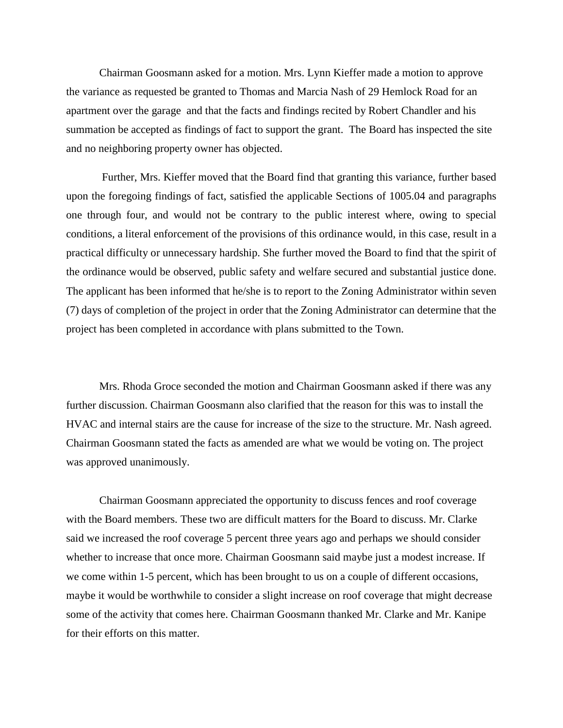Chairman Goosmann asked for a motion. Mrs. Lynn Kieffer made a motion to approve the variance as requested be granted to Thomas and Marcia Nash of 29 Hemlock Road for an apartment over the garage and that the facts and findings recited by Robert Chandler and his summation be accepted as findings of fact to support the grant. The Board has inspected the site and no neighboring property owner has objected.

Further, Mrs. Kieffer moved that the Board find that granting this variance, further based upon the foregoing findings of fact, satisfied the applicable Sections of 1005.04 and paragraphs one through four, and would not be contrary to the public interest where, owing to special conditions, a literal enforcement of the provisions of this ordinance would, in this case, result in a practical difficulty or unnecessary hardship. She further moved the Board to find that the spirit of the ordinance would be observed, public safety and welfare secured and substantial justice done. The applicant has been informed that he/she is to report to the Zoning Administrator within seven (7) days of completion of the project in order that the Zoning Administrator can determine that the project has been completed in accordance with plans submitted to the Town.

Mrs. Rhoda Groce seconded the motion and Chairman Goosmann asked if there was any further discussion. Chairman Goosmann also clarified that the reason for this was to install the HVAC and internal stairs are the cause for increase of the size to the structure. Mr. Nash agreed. Chairman Goosmann stated the facts as amended are what we would be voting on. The project was approved unanimously.

Chairman Goosmann appreciated the opportunity to discuss fences and roof coverage with the Board members. These two are difficult matters for the Board to discuss. Mr. Clarke said we increased the roof coverage 5 percent three years ago and perhaps we should consider whether to increase that once more. Chairman Goosmann said maybe just a modest increase. If we come within 1-5 percent, which has been brought to us on a couple of different occasions, maybe it would be worthwhile to consider a slight increase on roof coverage that might decrease some of the activity that comes here. Chairman Goosmann thanked Mr. Clarke and Mr. Kanipe for their efforts on this matter.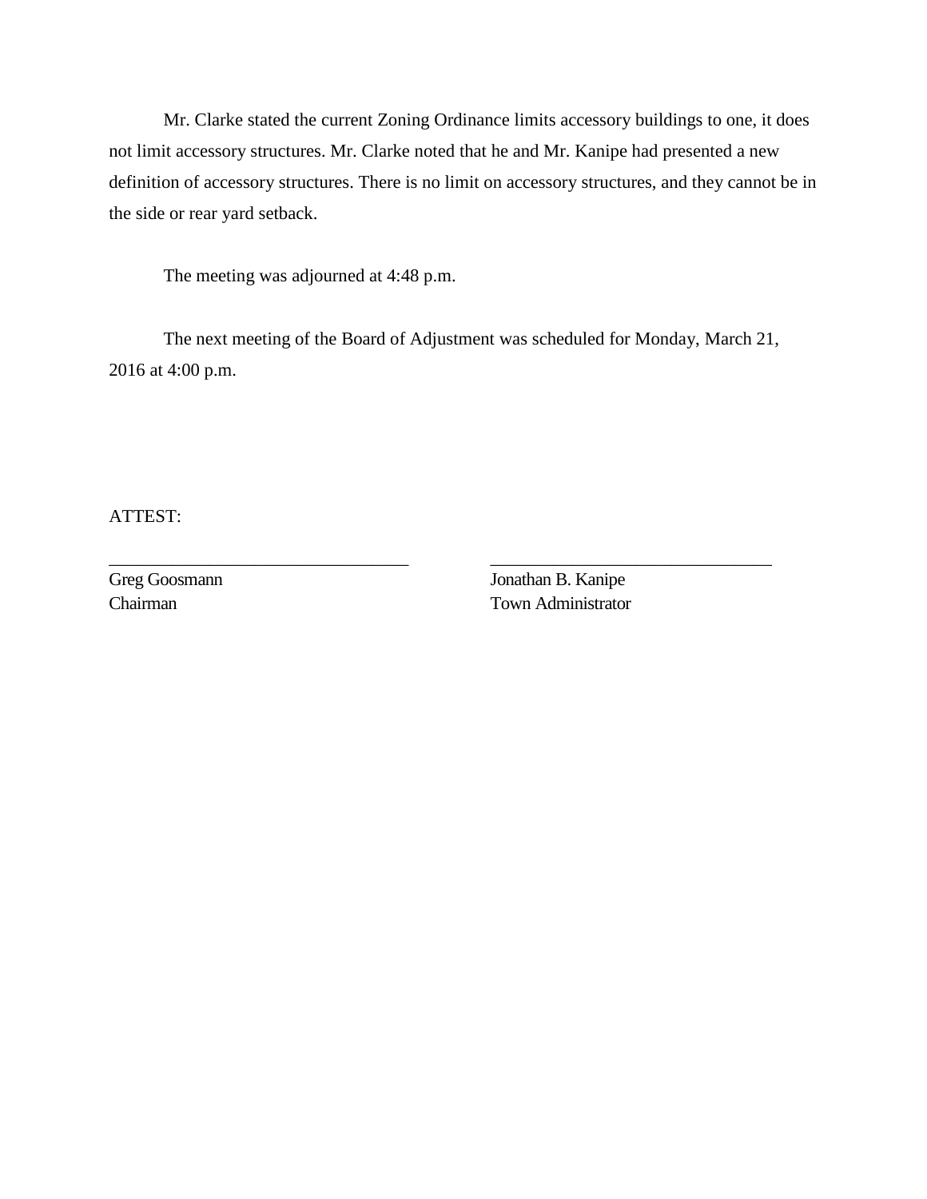Mr. Clarke stated the current Zoning Ordinance limits accessory buildings to one, it does not limit accessory structures. Mr. Clarke noted that he and Mr. Kanipe had presented a new definition of accessory structures. There is no limit on accessory structures, and they cannot be in the side or rear yard setback.

The meeting was adjourned at 4:48 p.m.

The next meeting of the Board of Adjustment was scheduled for Monday, March 21, 2016 at 4:00 p.m.

ATTEST:

| | |
|---|---|
| ______________________________ | ______________________________ |
| Greg Goosmann | Jonathan B. Kanipe |
| Chairman | Town Administrator |